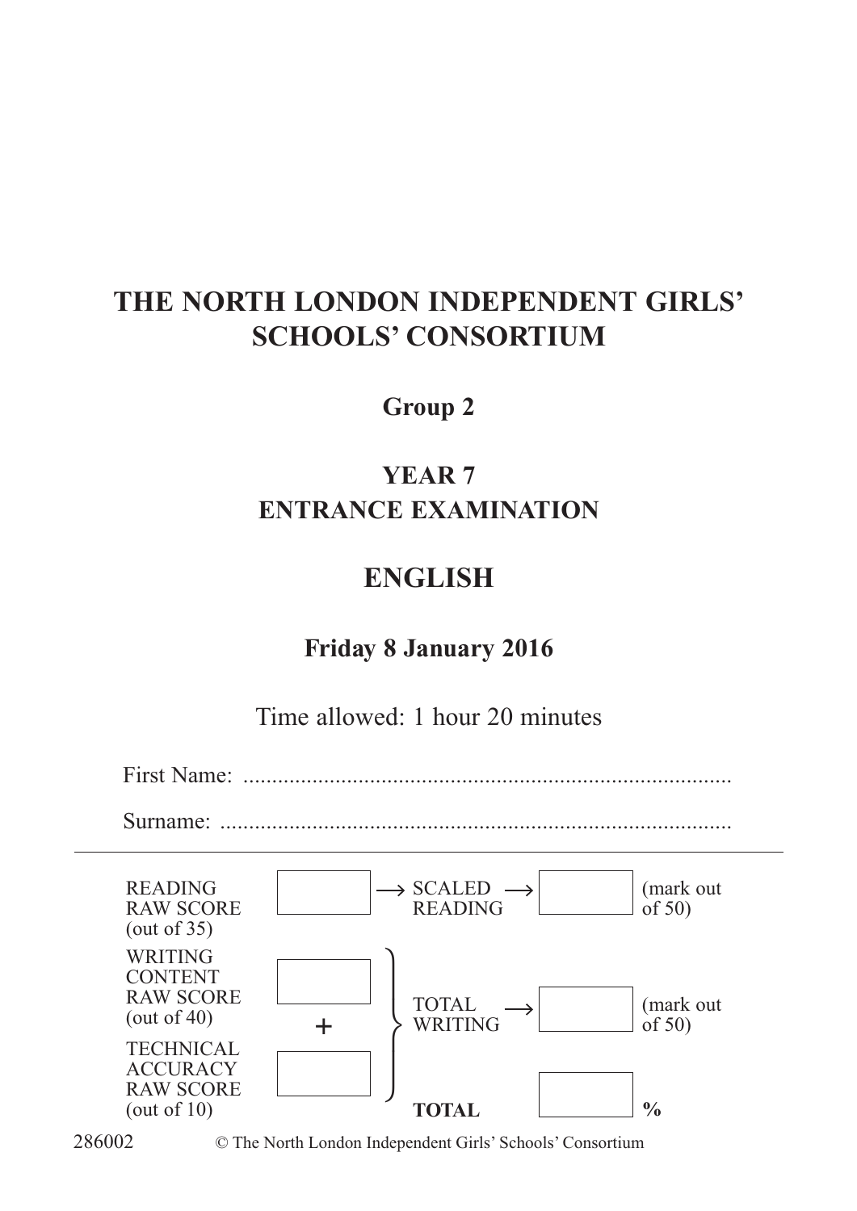# THE NORTH LONDON INDEPENDENT GIRLS' SCHOOLS' CONSORTIUM

## Group 2

## YEAR 7
## ENTRANCE EXAMINATION

# ENGLISH

### Friday 8 January 2016

Time allowed: 1 hour 20 minutes

First Name: ....................................................................................

Surname: ........................................................................................

| | | | | |
|---|---|---|---|---|
| READING RAW SCORE (out of 35) | | → SCALED READING → | | (mark out of 50) |
| WRITING CONTENT RAW SCORE (out of 40) | | TOTAL WRITING → | | (mark out of 50) |
| + | | | | |
| TECHNICAL ACCURACY RAW SCORE (out of 10) | | **TOTAL** | | **%** |

286002 © The North London Independent Girls' Schools' Consortium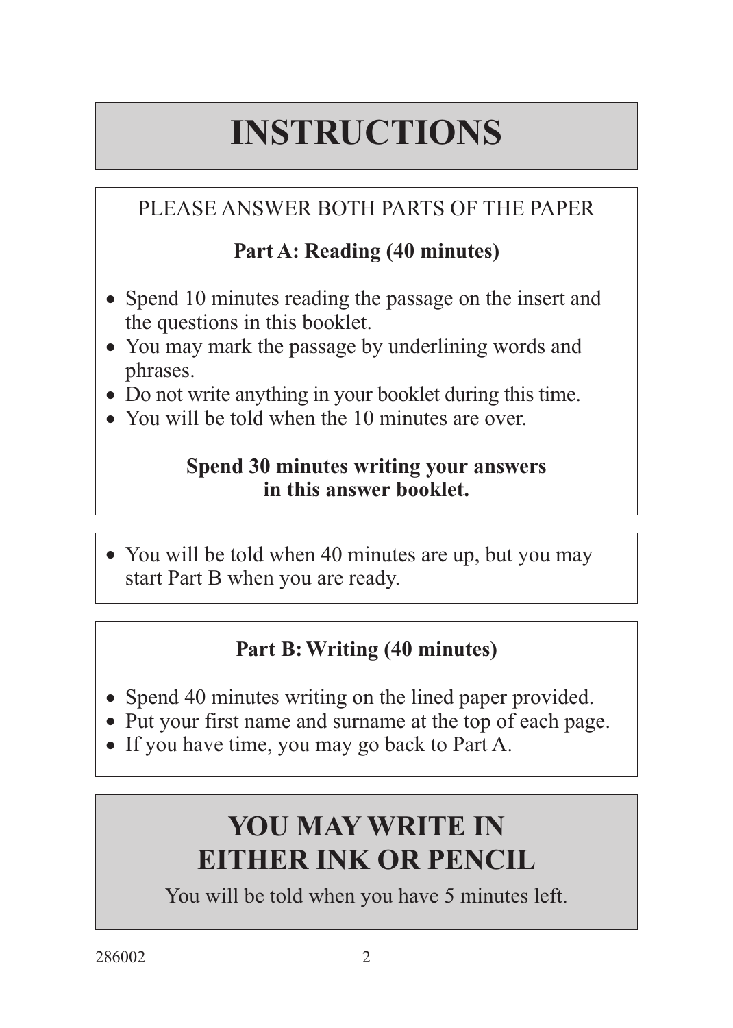# INSTRUCTIONS

PLEASE ANSWER BOTH PARTS OF THE PAPER

**Part A: Reading (40 minutes)**

- Spend 10 minutes reading the passage on the insert and the questions in this booklet.
- You may mark the passage by underlining words and phrases.
- Do not write anything in your booklet during this time.
- You will be told when the 10 minutes are over.

**Spend 30 minutes writing your answers in this answer booklet.**

- You will be told when 40 minutes are up, but you may start Part B when you are ready.

**Part B: Writing (40 minutes)**

- Spend 40 minutes writing on the lined paper provided.
- Put your first name and surname at the top of each page.
- If you have time, you may go back to Part A.

## YOU MAY WRITE IN EITHER INK OR PENCIL

You will be told when you have 5 minutes left.

286002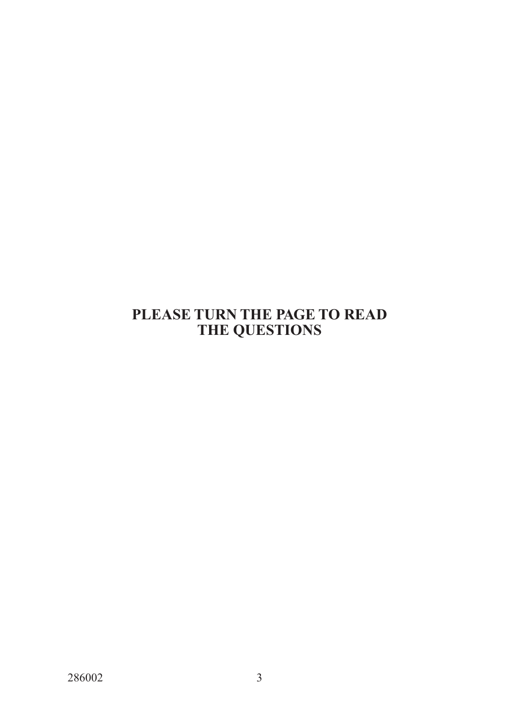**PLEASE TURN THE PAGE TO READ THE QUESTIONS**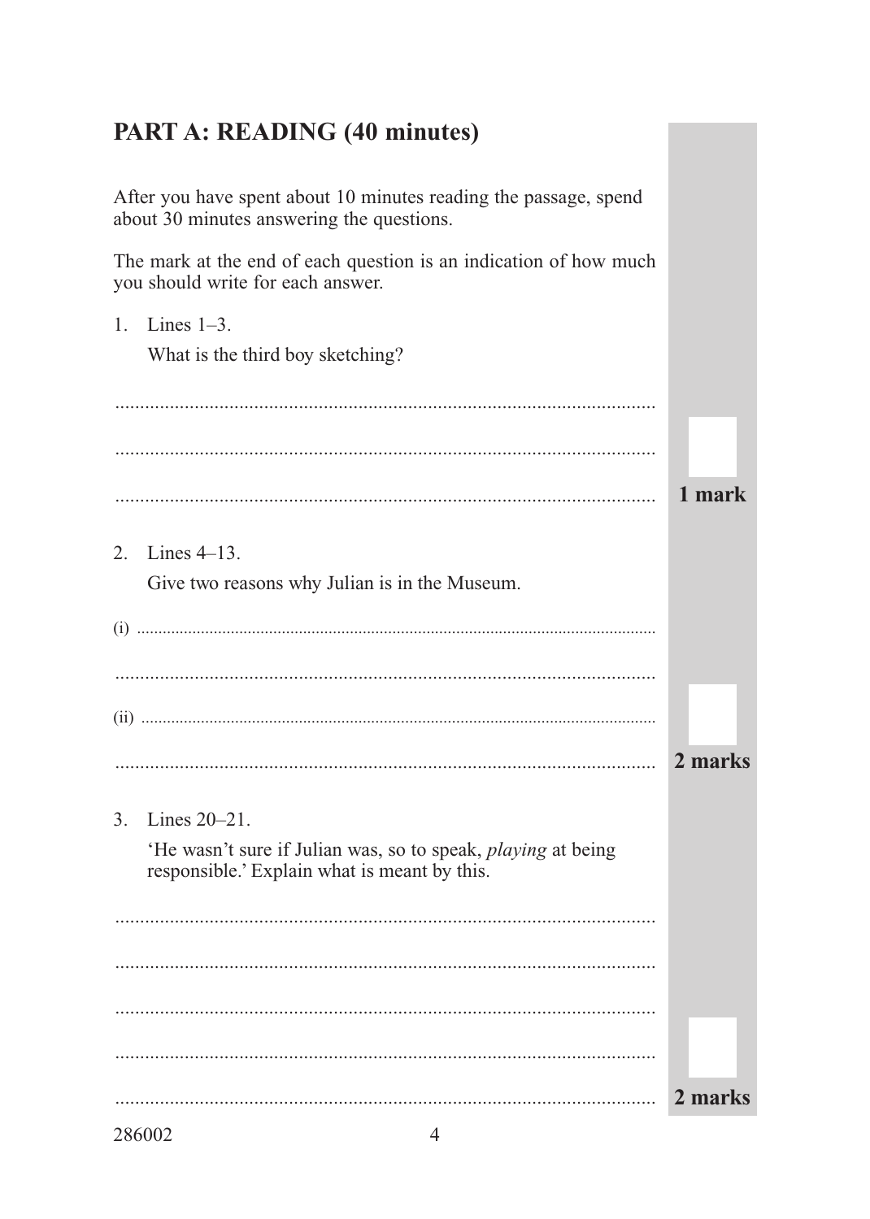## PART A: READING (40 minutes)

After you have spent about 10 minutes reading the passage, spend about 30 minutes answering the questions.

The mark at the end of each question is an indication of how much you should write for each answer.

1. Lines 1–3.

   What is the third boy sketching?

   ..........................................................................................................

   ..........................................................................................................

   .......................................................................................................... **1 mark**

2. Lines 4–13.

   Give two reasons why Julian is in the Museum.

   (i) ......................................................................................................

   ..........................................................................................................

   (ii) .....................................................................................................

   .......................................................................................................... **2 marks**

3. Lines 20–21.

   'He wasn't sure if Julian was, so to speak, *playing* at being responsible.' Explain what is meant by this.

   ..........................................................................................................

   ..........................................................................................................

   ..........................................................................................................

   ..........................................................................................................

   .......................................................................................................... **2 marks**

286002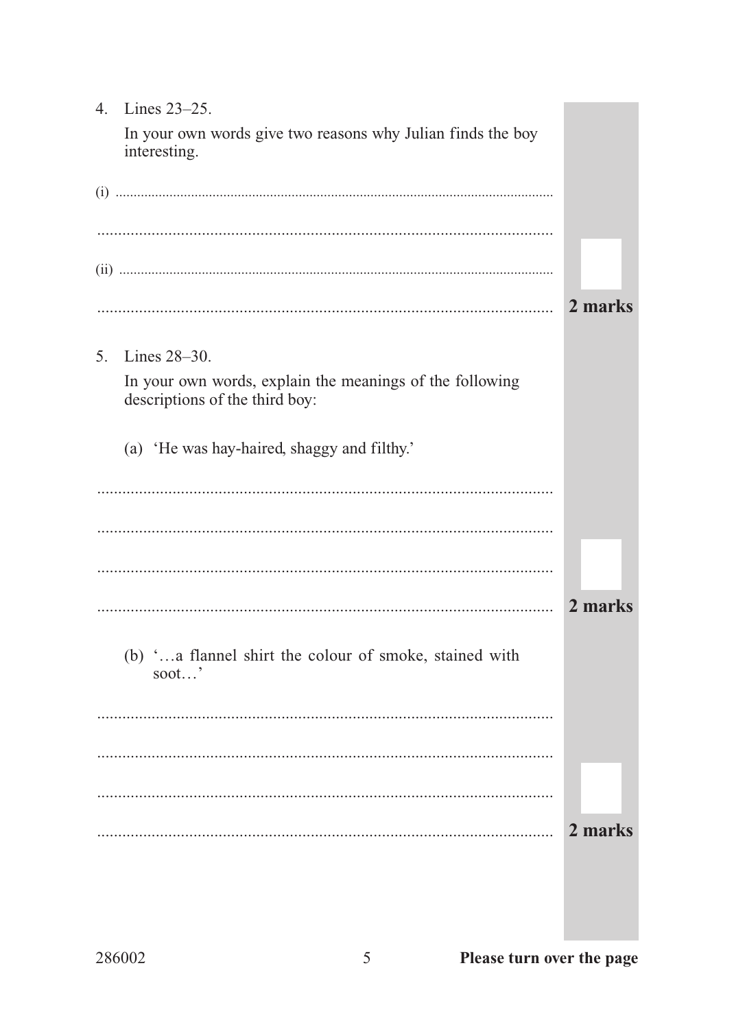4. Lines 23–25.

   In your own words give two reasons why Julian finds the boy interesting.

(i) ..........................................................................................................

..........................................................................................................

(ii) ..........................................................................................................

.......................................................................................................... **2 marks**

5. Lines 28–30.

   In your own words, explain the meanings of the following descriptions of the third boy:

   (a) 'He was hay-haired, shaggy and filthy.'

..........................................................................................................

..........................................................................................................

..........................................................................................................

.......................................................................................................... **2 marks**

   (b) '…a flannel shirt the colour of smoke, stained with soot…'

..........................................................................................................

..........................................................................................................

..........................................................................................................

.......................................................................................................... **2 marks**

286002

**Please turn over the page**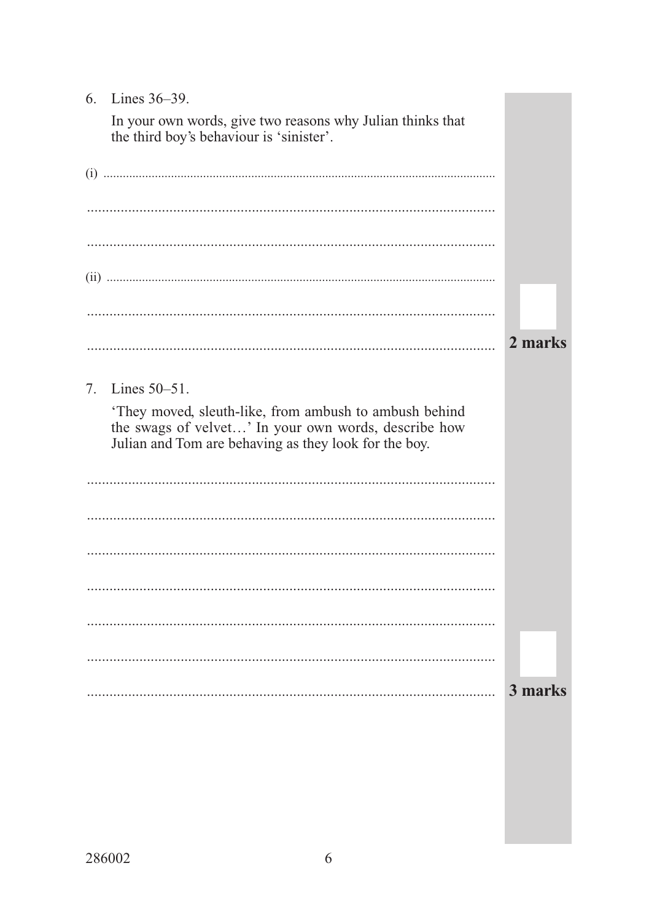6. Lines 36–39.

   In your own words, give two reasons why Julian thinks that the third boy's behaviour is 'sinister'.

(i) ..............................................................................................................

..............................................................................................................

..............................................................................................................

(ii) ..............................................................................................................

..............................................................................................................

.............................................................................................................. **2 marks**

7. Lines 50–51.

   'They moved, sleuth-like, from ambush to ambush behind the swags of velvet…' In your own words, describe how Julian and Tom are behaving as they look for the boy.

..............................................................................................................

..............................................................................................................

..............................................................................................................

..............................................................................................................

..............................................................................................................

..............................................................................................................

.............................................................................................................. **3 marks**

286002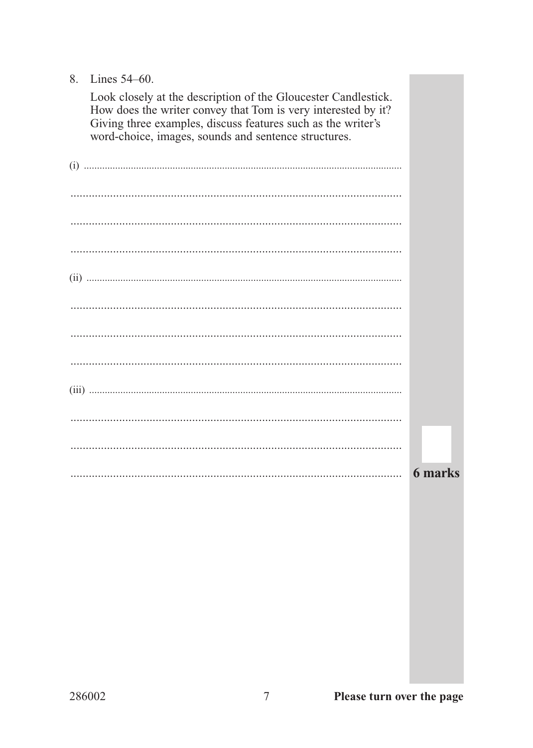8. Lines 54–60.

   Look closely at the description of the Gloucester Candlestick. How does the writer convey that Tom is very interested by it? Giving three examples, discuss features such as the writer's word-choice, images, sounds and sentence structures.

(i) ..........................................................................................................................

..........................................................................................................................

..........................................................................................................................

..........................................................................................................................

(ii) ..........................................................................................................................

..........................................................................................................................

..........................................................................................................................

..........................................................................................................................

(iii) ..........................................................................................................................

..........................................................................................................................

..........................................................................................................................

..........................................................................................................................

**6 marks**

**Please turn over the page**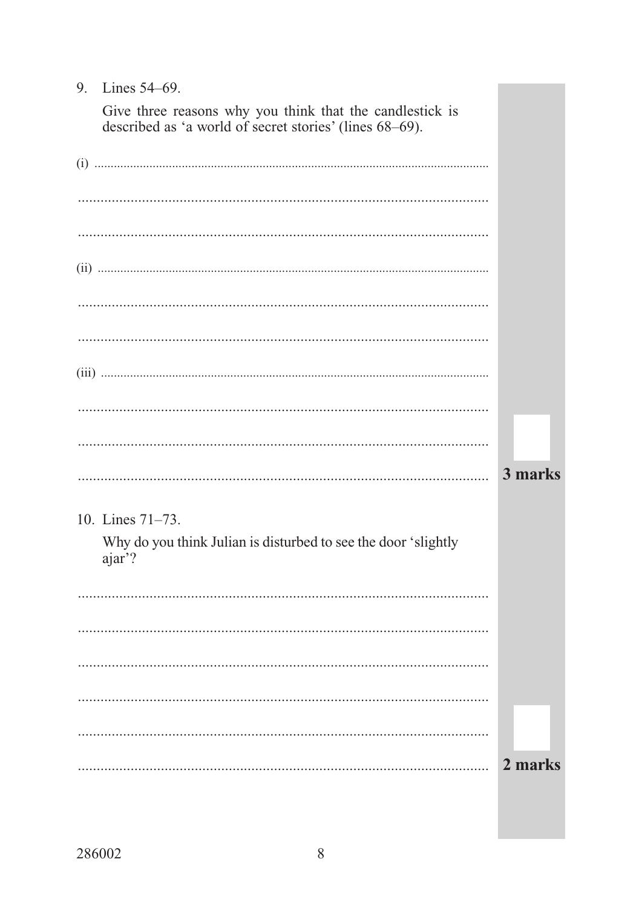9. Lines 54–69.

   Give three reasons why you think that the candlestick is described as 'a world of secret stories' (lines 68–69).

(i) ..........................................................................................................

..........................................................................................................

..........................................................................................................

(ii) ..........................................................................................................

..........................................................................................................

..........................................................................................................

(iii) ..........................................................................................................

..........................................................................................................

..........................................................................................................

..........................................................................................................

**3 marks**

10. Lines 71–73.

    Why do you think Julian is disturbed to see the door 'slightly ajar'?

..........................................................................................................

..........................................................................................................

..........................................................................................................

..........................................................................................................

..........................................................................................................

..........................................................................................................

**2 marks**

286002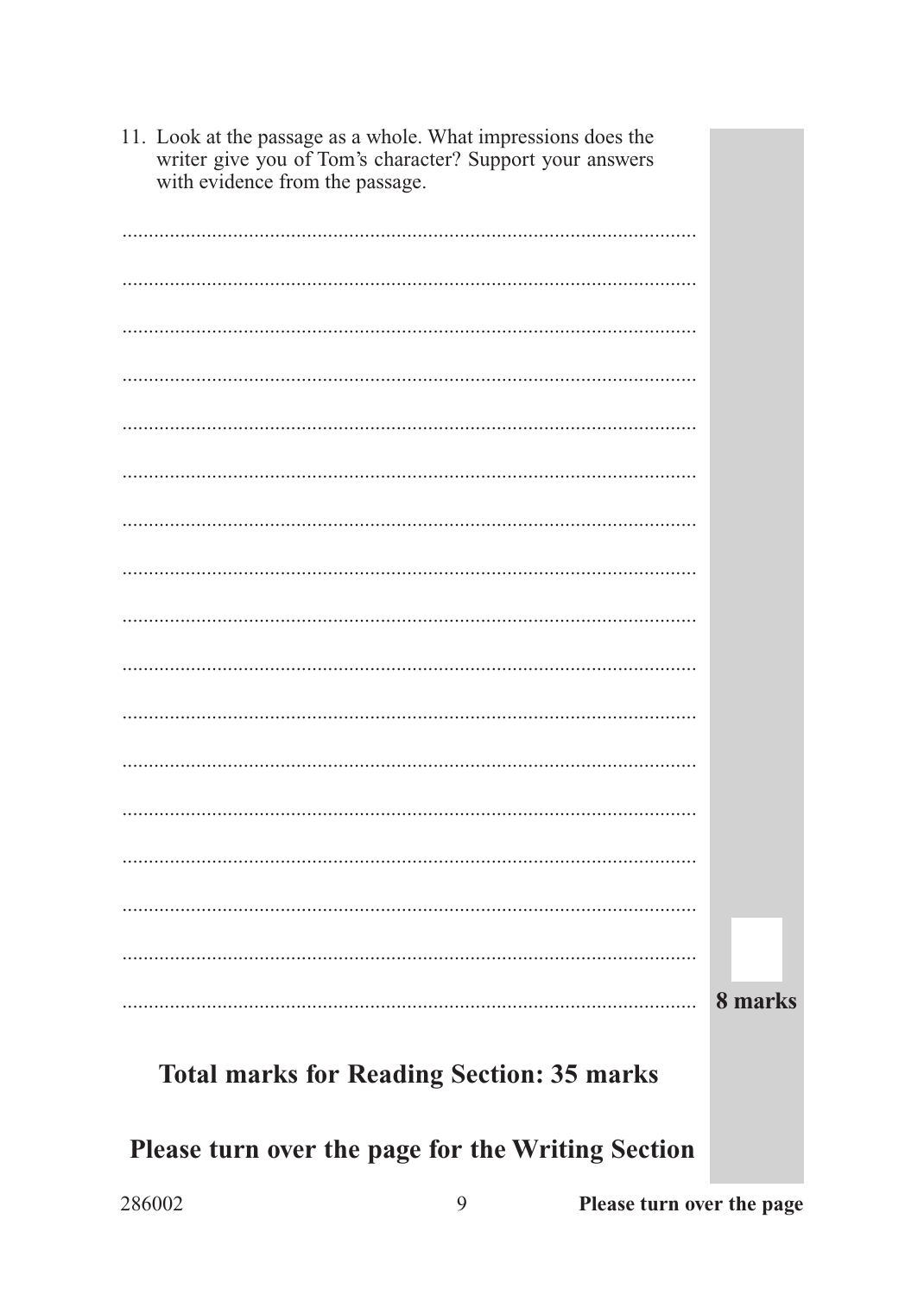11. Look at the passage as a whole. What impressions does the writer give you of Tom's character? Support your answers with evidence from the passage.

.............................................................................................................

.............................................................................................................

.............................................................................................................

.............................................................................................................

.............................................................................................................

.............................................................................................................

.............................................................................................................

.............................................................................................................

.............................................................................................................

.............................................................................................................

.............................................................................................................

.............................................................................................................

.............................................................................................................

.............................................................................................................

.............................................................................................................

.............................................................................................................

............................................................................................................. **8 marks**

## Total marks for Reading Section: 35 marks

## Please turn over the page for the Writing Section

**Please turn over the page**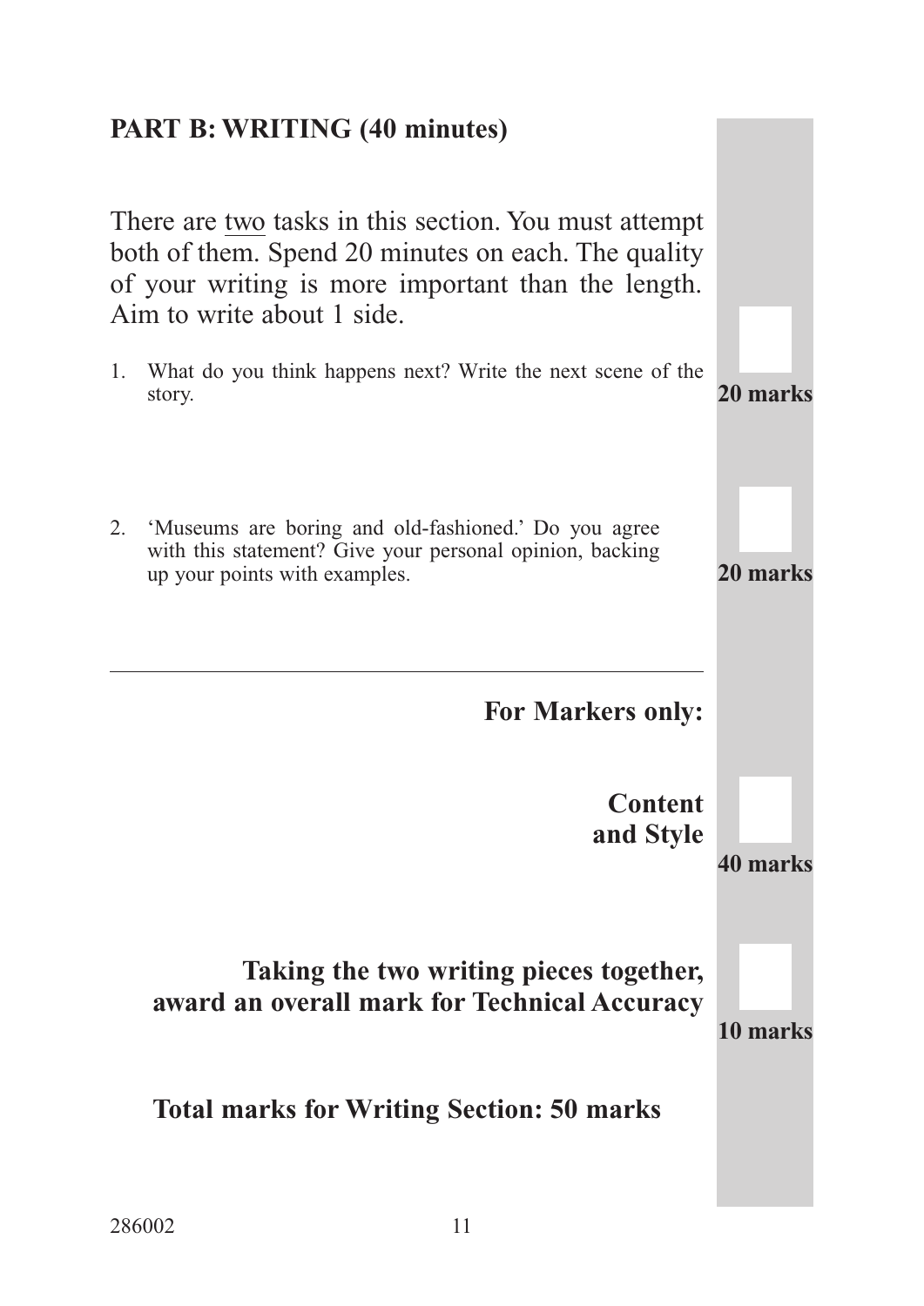## PART B: WRITING (40 minutes)

There are two tasks in this section. You must attempt both of them. Spend 20 minutes on each. The quality of your writing is more important than the length. Aim to write about 1 side.

1. What do you think happens next? Write the next scene of the story. **20 marks**

2. 'Museums are boring and old-fashioned.' Do you agree with this statement? Give your personal opinion, backing up your points with examples. **20 marks**

---

**For Markers only:**

**Content and Style** **40 marks**

**Taking the two writing pieces together, award an overall mark for Technical Accuracy** **10 marks**

**Total marks for Writing Section: 50 marks**

286002